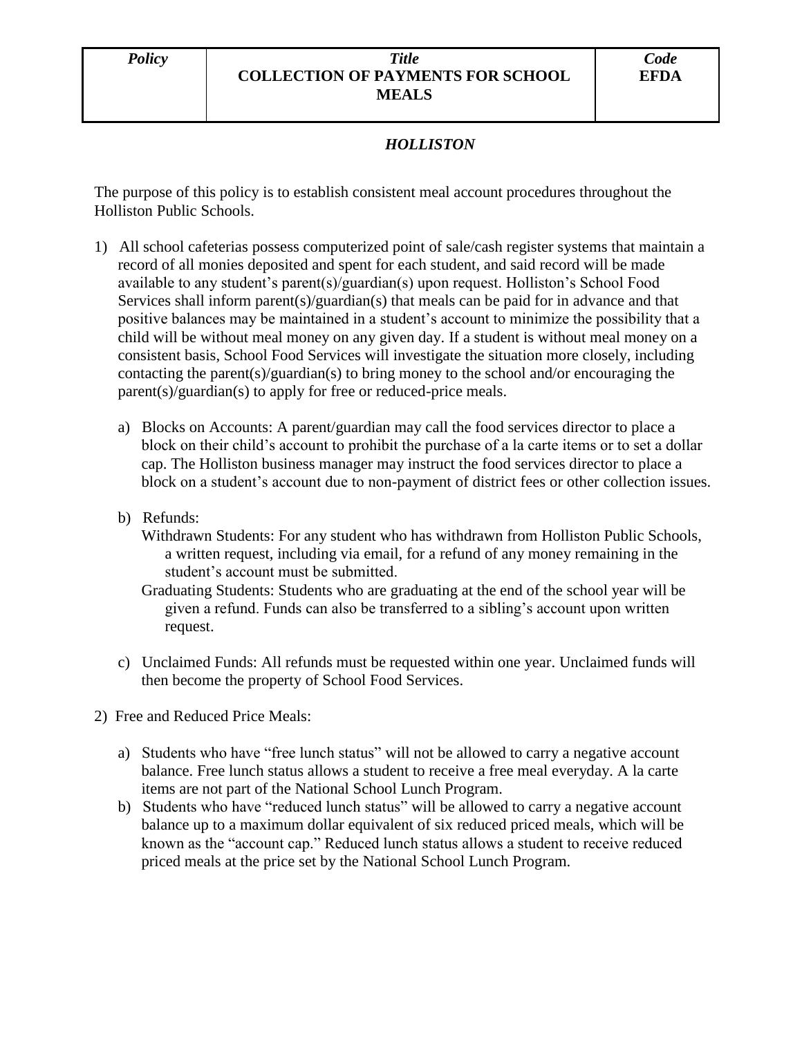| *Policy* | *Title* **COLLECTION OF PAYMENTS FOR SCHOOL MEALS** | *Code* **EFDA** |
|---|---|---|

***HOLLISTON***

The purpose of this policy is to establish consistent meal account procedures throughout the Holliston Public Schools.

1) All school cafeterias possess computerized point of sale/cash register systems that maintain a record of all monies deposited and spent for each student, and said record will be made available to any student's parent(s)/guardian(s) upon request. Holliston's School Food Services shall inform parent(s)/guardian(s) that meals can be paid for in advance and that positive balances may be maintained in a student's account to minimize the possibility that a child will be without meal money on any given day. If a student is without meal money on a consistent basis, School Food Services will investigate the situation more closely, including contacting the parent(s)/guardian(s) to bring money to the school and/or encouraging the parent(s)/guardian(s) to apply for free or reduced-price meals.

   a) Blocks on Accounts: A parent/guardian may call the food services director to place a block on their child's account to prohibit the purchase of a la carte items or to set a dollar cap. The Holliston business manager may instruct the food services director to place a block on a student's account due to non-payment of district fees or other collection issues.

   b) Refunds:
      Withdrawn Students: For any student who has withdrawn from Holliston Public Schools, a written request, including via email, for a refund of any money remaining in the student's account must be submitted.
      Graduating Students: Students who are graduating at the end of the school year will be given a refund. Funds can also be transferred to a sibling's account upon written request.

   c) Unclaimed Funds: All refunds must be requested within one year. Unclaimed funds will then become the property of School Food Services.

2) Free and Reduced Price Meals:

   a) Students who have "free lunch status" will not be allowed to carry a negative account balance. Free lunch status allows a student to receive a free meal everyday. A la carte items are not part of the National School Lunch Program.
   b) Students who have "reduced lunch status" will be allowed to carry a negative account balance up to a maximum dollar equivalent of six reduced priced meals, which will be known as the "account cap." Reduced lunch status allows a student to receive reduced priced meals at the price set by the National School Lunch Program.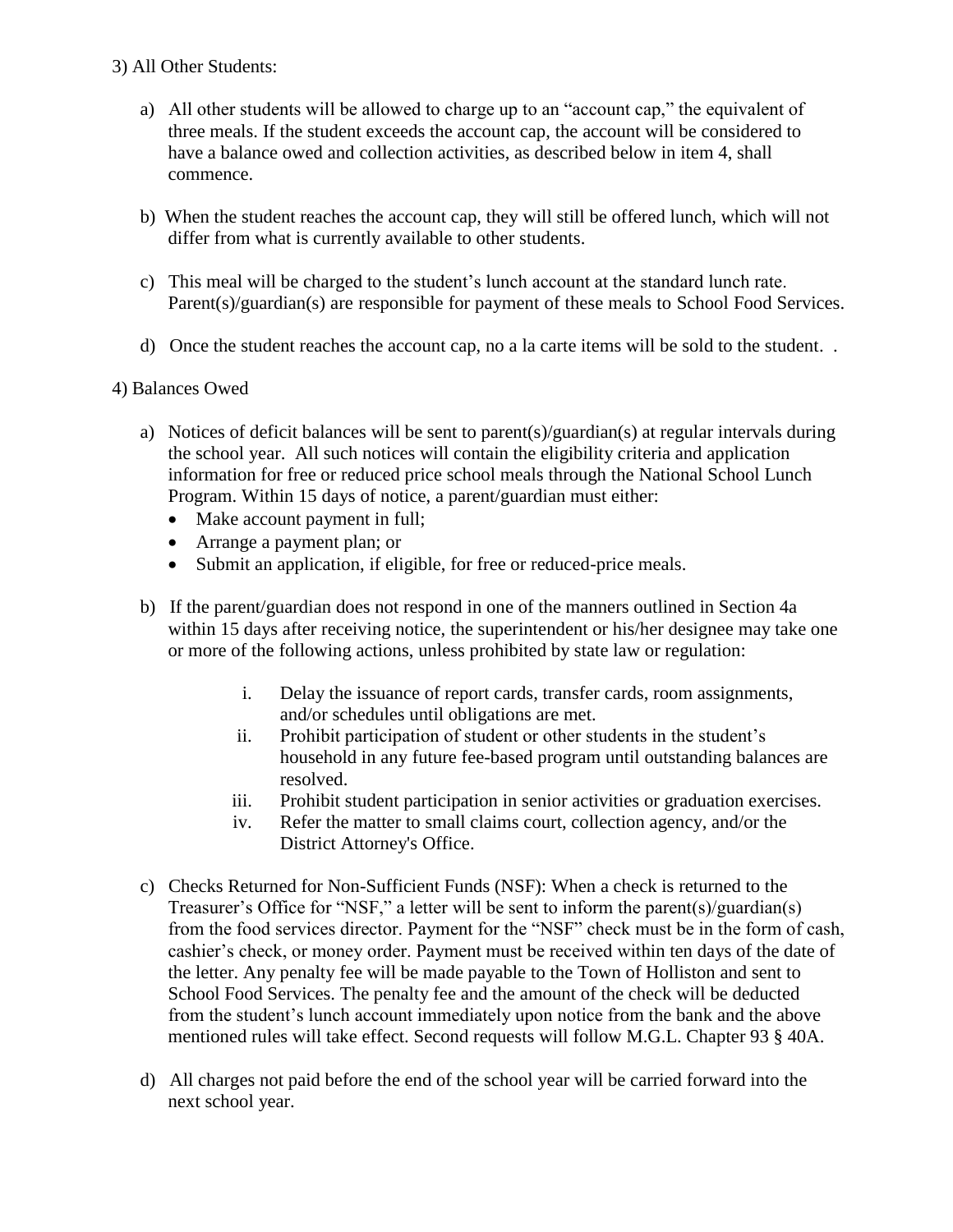3) All Other Students:

a) All other students will be allowed to charge up to an "account cap," the equivalent of three meals. If the student exceeds the account cap, the account will be considered to have a balance owed and collection activities, as described below in item 4, shall commence.

b) When the student reaches the account cap, they will still be offered lunch, which will not differ from what is currently available to other students.

c) This meal will be charged to the student's lunch account at the standard lunch rate. Parent(s)/guardian(s) are responsible for payment of these meals to School Food Services.

d) Once the student reaches the account cap, no a la carte items will be sold to the student. .

4) Balances Owed

a) Notices of deficit balances will be sent to parent(s)/guardian(s) at regular intervals during the school year. All such notices will contain the eligibility criteria and application information for free or reduced price school meals through the National School Lunch Program. Within 15 days of notice, a parent/guardian must either:
   - Make account payment in full;
   - Arrange a payment plan; or
   - Submit an application, if eligible, for free or reduced-price meals.

b) If the parent/guardian does not respond in one of the manners outlined in Section 4a within 15 days after receiving notice, the superintendent or his/her designee may take one or more of the following actions, unless prohibited by state law or regulation:

   i. Delay the issuance of report cards, transfer cards, room assignments, and/or schedules until obligations are met.
   ii. Prohibit participation of student or other students in the student's household in any future fee-based program until outstanding balances are resolved.
   iii. Prohibit student participation in senior activities or graduation exercises.
   iv. Refer the matter to small claims court, collection agency, and/or the District Attorney's Office.

c) Checks Returned for Non-Sufficient Funds (NSF): When a check is returned to the Treasurer's Office for "NSF," a letter will be sent to inform the parent(s)/guardian(s) from the food services director. Payment for the "NSF" check must be in the form of cash, cashier's check, or money order. Payment must be received within ten days of the date of the letter. Any penalty fee will be made payable to the Town of Holliston and sent to School Food Services. The penalty fee and the amount of the check will be deducted from the student's lunch account immediately upon notice from the bank and the above mentioned rules will take effect. Second requests will follow M.G.L. Chapter 93 § 40A.

d) All charges not paid before the end of the school year will be carried forward into the next school year.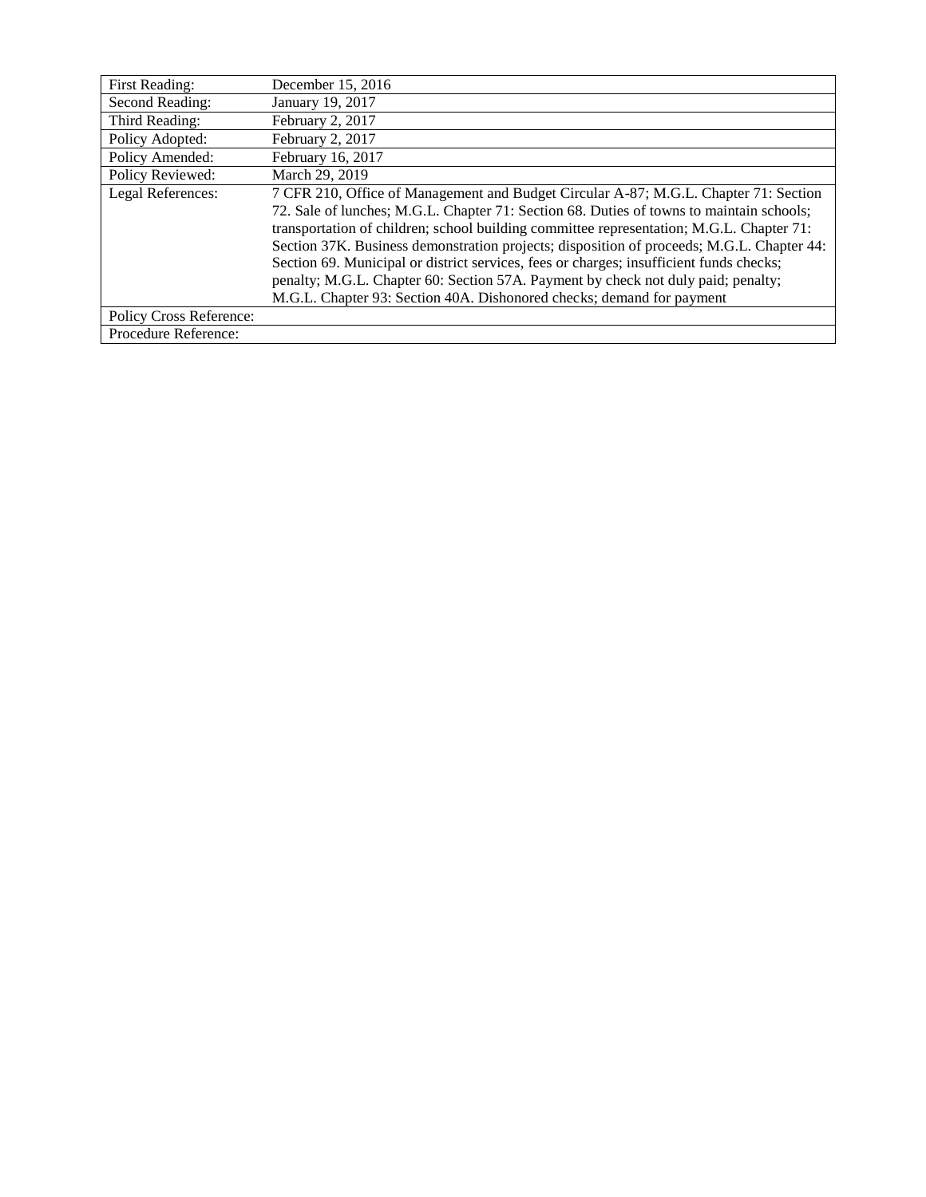| | |
|---|---|
| First Reading: | December 15, 2016 |
| Second Reading: | January 19, 2017 |
| Third Reading: | February 2, 2017 |
| Policy Adopted: | February 2, 2017 |
| Policy Amended: | February 16, 2017 |
| Policy Reviewed: | March 29, 2019 |
| Legal References: | 7 CFR 210, Office of Management and Budget Circular A-87; M.G.L. Chapter 71: Section 72. Sale of lunches; M.G.L. Chapter 71: Section 68. Duties of towns to maintain schools; transportation of children; school building committee representation; M.G.L. Chapter 71: Section 37K. Business demonstration projects; disposition of proceeds; M.G.L. Chapter 44: Section 69. Municipal or district services, fees or charges; insufficient funds checks; penalty; M.G.L. Chapter 60: Section 57A. Payment by check not duly paid; penalty; M.G.L. Chapter 93: Section 40A. Dishonored checks; demand for payment |
| Policy Cross Reference: | |
| Procedure Reference: | |